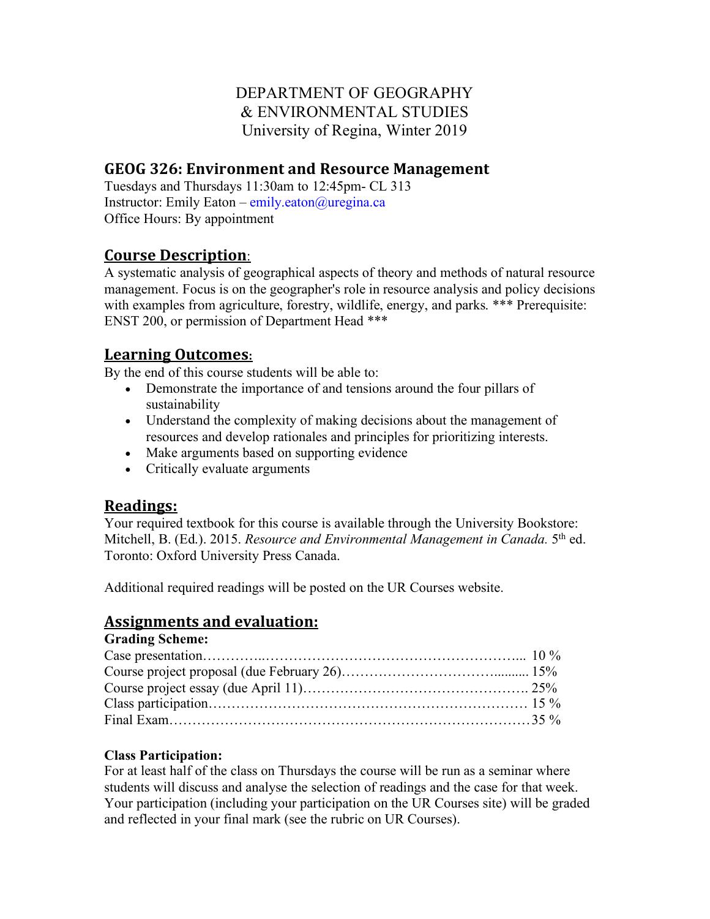DEPARTMENT OF GEOGRAPHY
& ENVIRONMENTAL STUDIES
University of Regina, Winter 2019

## GEOG 326: Environment and Resource Management

Tuesdays and Thursdays 11:30am to 12:45pm- CL 313
Instructor: Emily Eaton – emily.eaton@uregina.ca
Office Hours: By appointment

## Course Description:

A systematic analysis of geographical aspects of theory and methods of natural resource management. Focus is on the geographer's role in resource analysis and policy decisions with examples from agriculture, forestry, wildlife, energy, and parks. *** Prerequisite: ENST 200, or permission of Department Head ***

## Learning Outcomes:

By the end of this course students will be able to:

- Demonstrate the importance of and tensions around the four pillars of sustainability
- Understand the complexity of making decisions about the management of resources and develop rationales and principles for prioritizing interests.
- Make arguments based on supporting evidence
- Critically evaluate arguments

## Readings:

Your required textbook for this course is available through the University Bookstore: Mitchell, B. (Ed.). 2015. *Resource and Environmental Management in Canada.* 5th ed. Toronto: Oxford University Press Canada.

Additional required readings will be posted on the UR Courses website.

## Assignments and evaluation:

**Grading Scheme:**

Case presentation………….………………………………………………... 10 %
Course project proposal (due February 26)……………………………......... 15%
Course project essay (due April 11)…………………………………………. 25%
Class participation…………………………………………………………… 15 %
Final Exam……………………………………………………………………35 %

**Class Participation:**

For at least half of the class on Thursdays the course will be run as a seminar where students will discuss and analyse the selection of readings and the case for that week. Your participation (including your participation on the UR Courses site) will be graded and reflected in your final mark (see the rubric on UR Courses).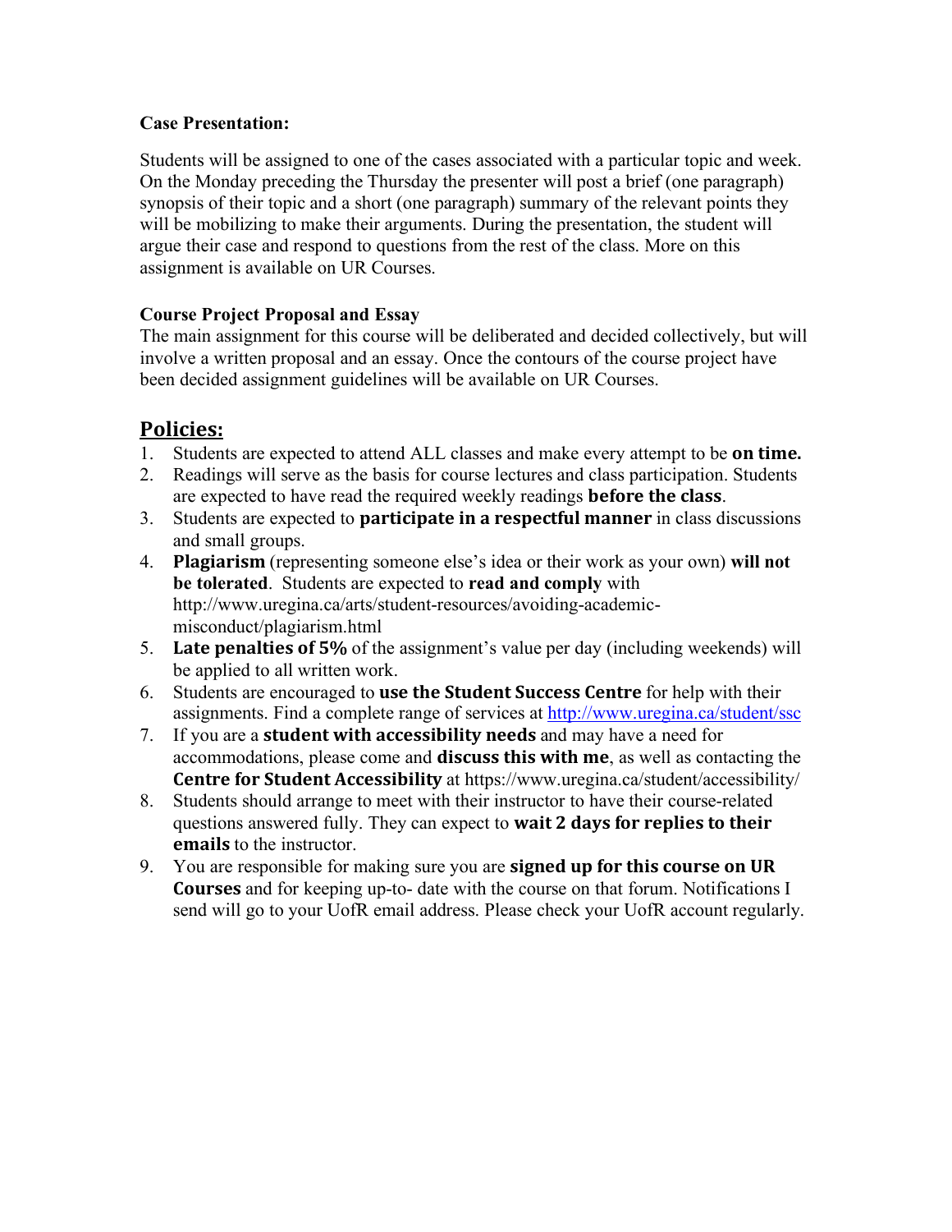**Case Presentation:**

Students will be assigned to one of the cases associated with a particular topic and week. On the Monday preceding the Thursday the presenter will post a brief (one paragraph) synopsis of their topic and a short (one paragraph) summary of the relevant points they will be mobilizing to make their arguments. During the presentation, the student will argue their case and respond to questions from the rest of the class. More on this assignment is available on UR Courses.

**Course Project Proposal and Essay**

The main assignment for this course will be deliberated and decided collectively, but will involve a written proposal and an essay. Once the contours of the course project have been decided assignment guidelines will be available on UR Courses.

## Policies:

1. Students are expected to attend ALL classes and make every attempt to be **on time.**
2. Readings will serve as the basis for course lectures and class participation. Students are expected to have read the required weekly readings **before the class**.
3. Students are expected to **participate in a respectful manner** in class discussions and small groups.
4. **Plagiarism** (representing someone else's idea or their work as your own) **will not be tolerated**. Students are expected to **read and comply** with http://www.uregina.ca/arts/student-resources/avoiding-academic-misconduct/plagiarism.html
5. **Late penalties of 5%** of the assignment's value per day (including weekends) will be applied to all written work.
6. Students are encouraged to **use the Student Success Centre** for help with their assignments. Find a complete range of services at http://www.uregina.ca/student/ssc
7. If you are a **student with accessibility needs** and may have a need for accommodations, please come and **discuss this with me**, as well as contacting the **Centre for Student Accessibility** at https://www.uregina.ca/student/accessibility/
8. Students should arrange to meet with their instructor to have their course-related questions answered fully. They can expect to **wait 2 days for replies to their emails** to the instructor.
9. You are responsible for making sure you are **signed up for this course on UR Courses** and for keeping up-to- date with the course on that forum. Notifications I send will go to your UofR email address. Please check your UofR account regularly.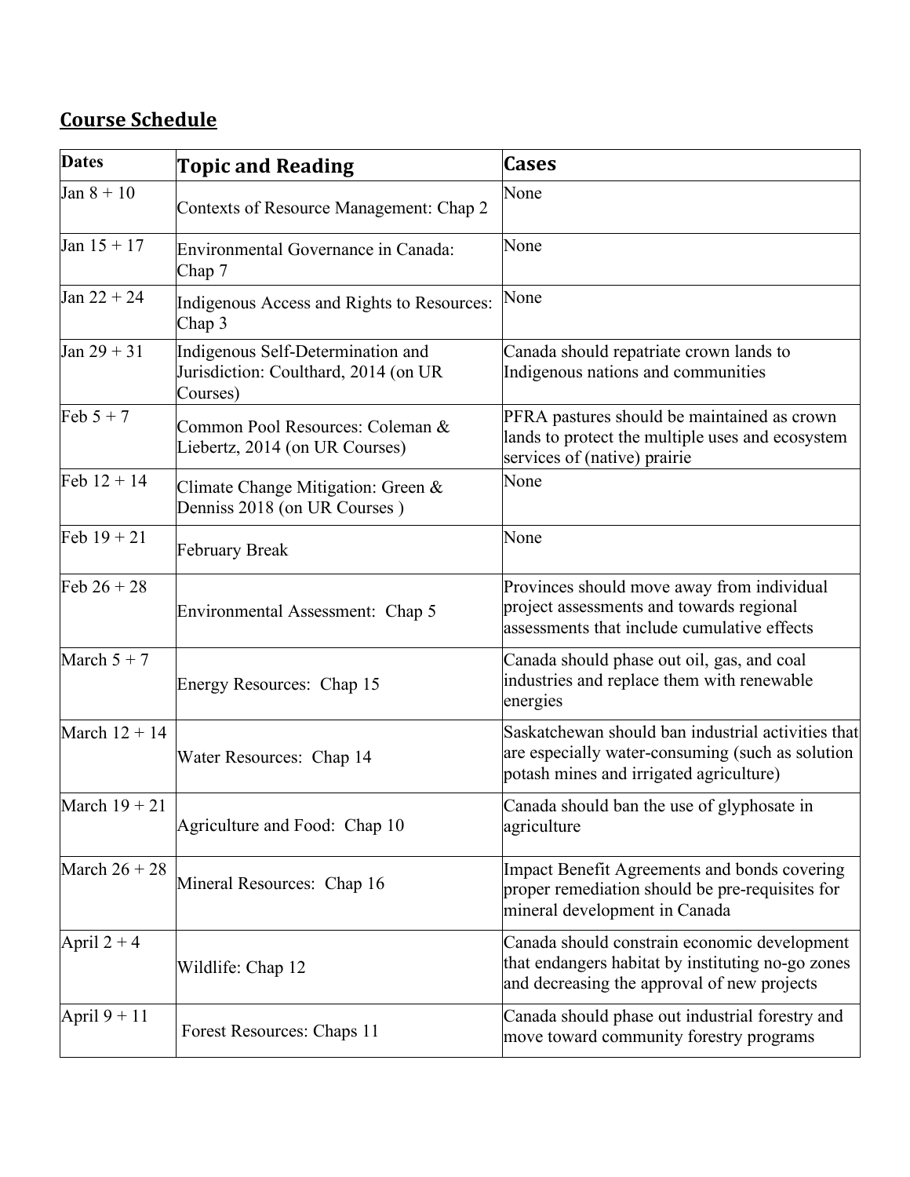## Course Schedule

| Dates | Topic and Reading | Cases |
|---|---|---|
| Jan 8 + 10 | Contexts of Resource Management: Chap 2 | None |
| Jan 15 + 17 | Environmental Governance in Canada: Chap 7 | None |
| Jan 22 + 24 | Indigenous Access and Rights to Resources: Chap 3 | None |
| Jan 29 + 31 | Indigenous Self-Determination and Jurisdiction: Coulthard, 2014 (on UR Courses) | Canada should repatriate crown lands to Indigenous nations and communities |
| Feb 5 + 7 | Common Pool Resources: Coleman & Liebertz, 2014 (on UR Courses) | PFRA pastures should be maintained as crown lands to protect the multiple uses and ecosystem services of (native) prairie |
| Feb 12 + 14 | Climate Change Mitigation: Green & Denniss 2018 (on UR Courses ) | None |
| Feb 19 + 21 | February Break | None |
| Feb 26 + 28 | Environmental Assessment: Chap 5 | Provinces should move away from individual project assessments and towards regional assessments that include cumulative effects |
| March 5 + 7 | Energy Resources: Chap 15 | Canada should phase out oil, gas, and coal industries and replace them with renewable energies |
| March 12 + 14 | Water Resources: Chap 14 | Saskatchewan should ban industrial activities that are especially water-consuming (such as solution potash mines and irrigated agriculture) |
| March 19 + 21 | Agriculture and Food: Chap 10 | Canada should ban the use of glyphosate in agriculture |
| March 26 + 28 | Mineral Resources: Chap 16 | Impact Benefit Agreements and bonds covering proper remediation should be pre-requisites for mineral development in Canada |
| April 2 + 4 | Wildlife: Chap 12 | Canada should constrain economic development that endangers habitat by instituting no-go zones and decreasing the approval of new projects |
| April 9 + 11 | Forest Resources: Chaps 11 | Canada should phase out industrial forestry and move toward community forestry programs |